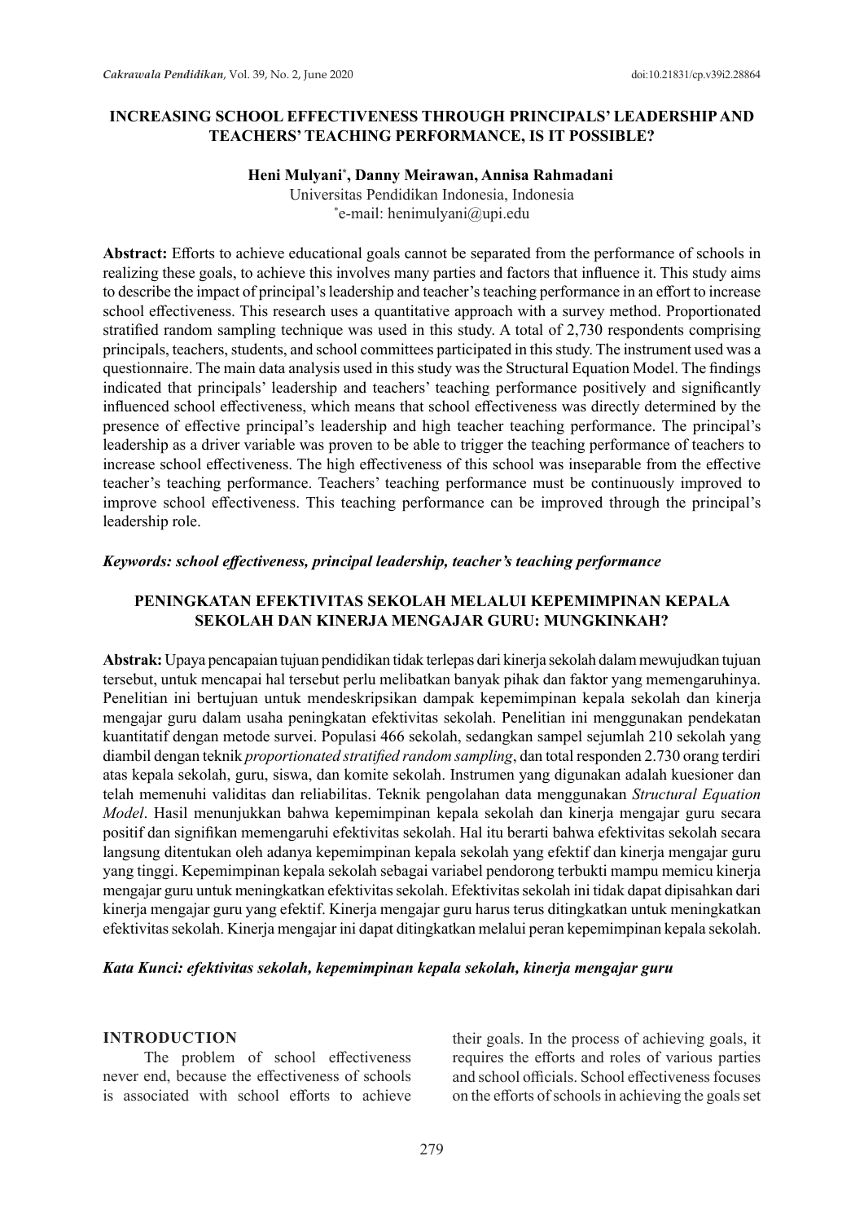# INCREASING SCHOOL EFFECTIVENESS THROUGH PRINCIPALS' LEADERSHIP AND TEACHERS' TEACHING PERFORMANCE, IS IT POSSIBLE?

**Heni Mulyani*, Danny Meirawan, Annisa Rahmadani**

Universitas Pendidikan Indonesia, Indonesia

*e-mail: henimulyani@upi.edu

**Abstract:** Efforts to achieve educational goals cannot be separated from the performance of schools in realizing these goals, to achieve this involves many parties and factors that influence it. This study aims to describe the impact of principal's leadership and teacher's teaching performance in an effort to increase school effectiveness. This research uses a quantitative approach with a survey method. Proportionated stratified random sampling technique was used in this study. A total of 2,730 respondents comprising principals, teachers, students, and school committees participated in this study. The instrument used was a questionnaire. The main data analysis used in this study was the Structural Equation Model. The findings indicated that principals' leadership and teachers' teaching performance positively and significantly influenced school effectiveness, which means that school effectiveness was directly determined by the presence of effective principal's leadership and high teacher teaching performance. The principal's leadership as a driver variable was proven to be able to trigger the teaching performance of teachers to increase school effectiveness. The high effectiveness of this school was inseparable from the effective teacher's teaching performance. Teachers' teaching performance must be continuously improved to improve school effectiveness. This teaching performance can be improved through the principal's leadership role.

***Keywords: school effectiveness, principal leadership, teacher's teaching performance***

# PENINGKATAN EFEKTIVITAS SEKOLAH MELALUI KEPEMIMPINAN KEPALA SEKOLAH DAN KINERJA MENGAJAR GURU: MUNGKINKAH?

**Abstrak:** Upaya pencapaian tujuan pendidikan tidak terlepas dari kinerja sekolah dalam mewujudkan tujuan tersebut, untuk mencapai hal tersebut perlu melibatkan banyak pihak dan faktor yang memengaruhinya. Penelitian ini bertujuan untuk mendeskripsikan dampak kepemimpinan kepala sekolah dan kinerja mengajar guru dalam usaha peningkatan efektivitas sekolah. Penelitian ini menggunakan pendekatan kuantitatif dengan metode survei. Populasi 466 sekolah, sedangkan sampel sejumlah 210 sekolah yang diambil dengan teknik *proportionated stratified random sampling*, dan total responden 2.730 orang terdiri atas kepala sekolah, guru, siswa, dan komite sekolah. Instrumen yang digunakan adalah kuesioner dan telah memenuhi validitas dan reliabilitas. Teknik pengolahan data menggunakan *Structural Equation Model*. Hasil menunjukkan bahwa kepemimpinan kepala sekolah dan kinerja mengajar guru secara positif dan signifikan memengaruhi efektivitas sekolah. Hal itu berarti bahwa efektivitas sekolah secara langsung ditentukan oleh adanya kepemimpinan kepala sekolah yang efektif dan kinerja mengajar guru yang tinggi. Kepemimpinan kepala sekolah sebagai variabel pendorong terbukti mampu memicu kinerja mengajar guru untuk meningkatkan efektivitas sekolah. Efektivitas sekolah ini tidak dapat dipisahkan dari kinerja mengajar guru yang efektif. Kinerja mengajar guru harus terus ditingkatkan untuk meningkatkan efektivitas sekolah. Kinerja mengajar ini dapat ditingkatkan melalui peran kepemimpinan kepala sekolah.

***Kata Kunci: efektivitas sekolah, kepemimpinan kepala sekolah, kinerja mengajar guru***

## INTRODUCTION

The problem of school effectiveness never end, because the effectiveness of schools is associated with school efforts to achieve their goals. In the process of achieving goals, it requires the efforts and roles of various parties and school officials. School effectiveness focuses on the efforts of schools in achieving the goals set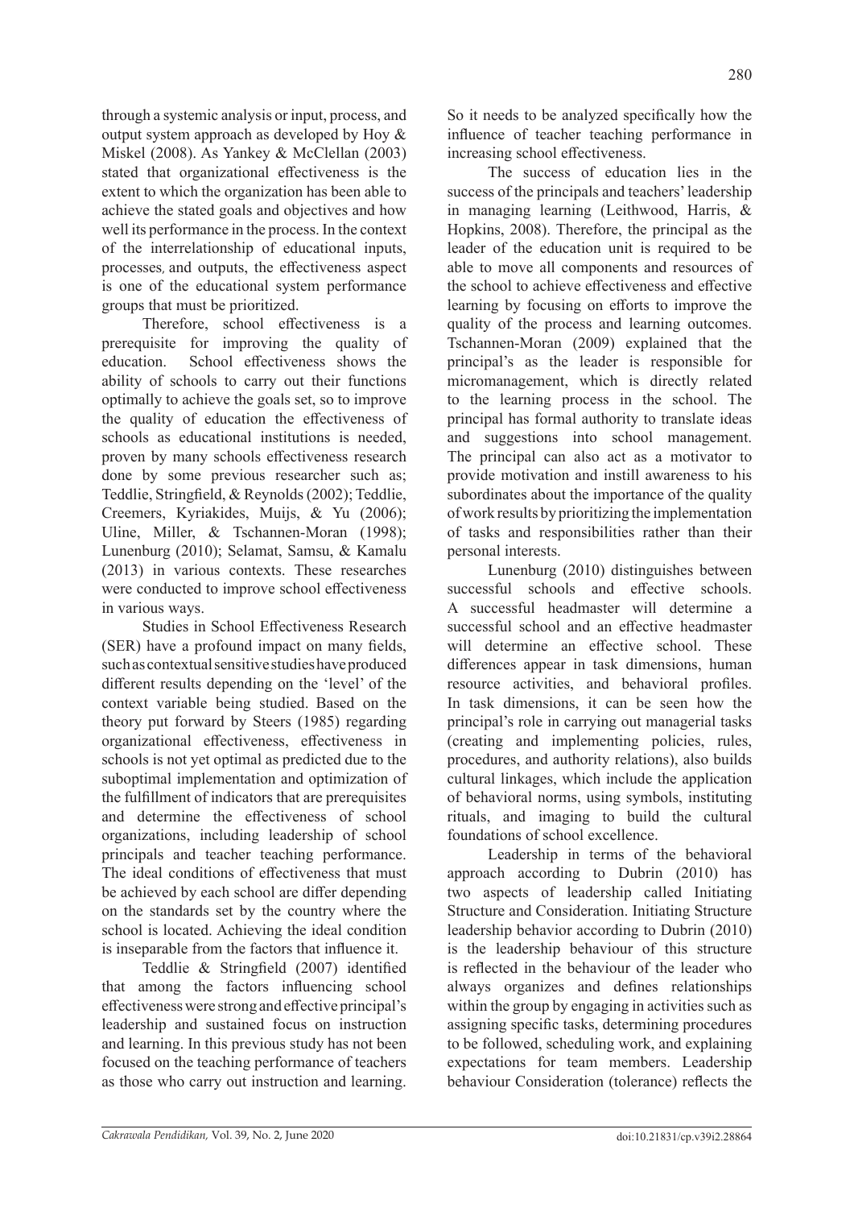through a systemic analysis or input, process, and output system approach as developed by Hoy & Miskel (2008). As Yankey & McClellan (2003) stated that organizational effectiveness is the extent to which the organization has been able to achieve the stated goals and objectives and how well its performance in the process. In the context of the interrelationship of educational inputs, processes, and outputs, the effectiveness aspect is one of the educational system performance groups that must be prioritized.

Therefore, school effectiveness is a prerequisite for improving the quality of education. School effectiveness shows the ability of schools to carry out their functions optimally to achieve the goals set, so to improve the quality of education the effectiveness of schools as educational institutions is needed, proven by many schools effectiveness research done by some previous researcher such as; Teddlie, Stringfield, & Reynolds (2002); Teddlie, Creemers, Kyriakides, Muijs, & Yu (2006); Uline, Miller, & Tschannen-Moran (1998); Lunenburg (2010); Selamat, Samsu, & Kamalu (2013) in various contexts. These researches were conducted to improve school effectiveness in various ways.

Studies in School Effectiveness Research (SER) have a profound impact on many fields, such as contextual sensitive studies have produced different results depending on the 'level' of the context variable being studied. Based on the theory put forward by Steers (1985) regarding organizational effectiveness, effectiveness in schools is not yet optimal as predicted due to the suboptimal implementation and optimization of the fulfillment of indicators that are prerequisites and determine the effectiveness of school organizations, including leadership of school principals and teacher teaching performance. The ideal conditions of effectiveness that must be achieved by each school are differ depending on the standards set by the country where the school is located. Achieving the ideal condition is inseparable from the factors that influence it.

Teddlie & Stringfield (2007) identified that among the factors influencing school effectiveness were strong and effective principal's leadership and sustained focus on instruction and learning. In this previous study has not been focused on the teaching performance of teachers as those who carry out instruction and learning. So it needs to be analyzed specifically how the influence of teacher teaching performance in increasing school effectiveness.

The success of education lies in the success of the principals and teachers' leadership in managing learning (Leithwood, Harris, & Hopkins, 2008). Therefore, the principal as the leader of the education unit is required to be able to move all components and resources of the school to achieve effectiveness and effective learning by focusing on efforts to improve the quality of the process and learning outcomes. Tschannen-Moran (2009) explained that the principal's as the leader is responsible for micromanagement, which is directly related to the learning process in the school. The principal has formal authority to translate ideas and suggestions into school management. The principal can also act as a motivator to provide motivation and instill awareness to his subordinates about the importance of the quality of work results by prioritizing the implementation of tasks and responsibilities rather than their personal interests.

Lunenburg (2010) distinguishes between successful schools and effective schools. A successful headmaster will determine a successful school and an effective headmaster will determine an effective school. These differences appear in task dimensions, human resource activities, and behavioral profiles. In task dimensions, it can be seen how the principal's role in carrying out managerial tasks (creating and implementing policies, rules, procedures, and authority relations), also builds cultural linkages, which include the application of behavioral norms, using symbols, instituting rituals, and imaging to build the cultural foundations of school excellence.

Leadership in terms of the behavioral approach according to Dubrin (2010) has two aspects of leadership called Initiating Structure and Consideration. Initiating Structure leadership behavior according to Dubrin (2010) is the leadership behaviour of this structure is reflected in the behaviour of the leader who always organizes and defines relationships within the group by engaging in activities such as assigning specific tasks, determining procedures to be followed, scheduling work, and explaining expectations for team members. Leadership behaviour Consideration (tolerance) reflects the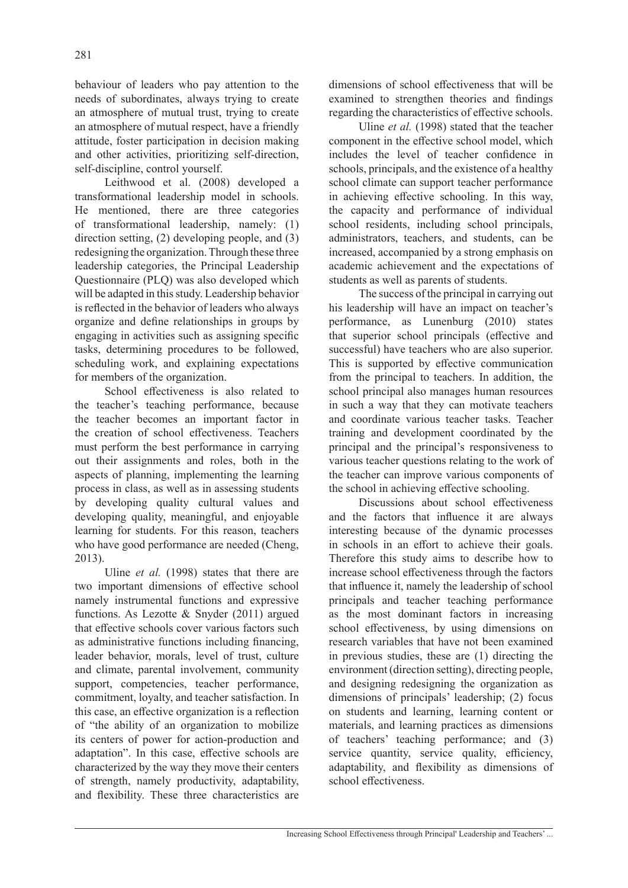behaviour of leaders who pay attention to the needs of subordinates, always trying to create an atmosphere of mutual trust, trying to create an atmosphere of mutual respect, have a friendly attitude, foster participation in decision making and other activities, prioritizing self-direction, self-discipline, control yourself.

Leithwood et al. (2008) developed a transformational leadership model in schools. He mentioned, there are three categories of transformational leadership, namely: (1) direction setting, (2) developing people, and (3) redesigning the organization. Through these three leadership categories, the Principal Leadership Questionnaire (PLQ) was also developed which will be adapted in this study. Leadership behavior is reflected in the behavior of leaders who always organize and define relationships in groups by engaging in activities such as assigning specific tasks, determining procedures to be followed, scheduling work, and explaining expectations for members of the organization.

School effectiveness is also related to the teacher's teaching performance, because the teacher becomes an important factor in the creation of school effectiveness. Teachers must perform the best performance in carrying out their assignments and roles, both in the aspects of planning, implementing the learning process in class, as well as in assessing students by developing quality cultural values and developing quality, meaningful, and enjoyable learning for students. For this reason, teachers who have good performance are needed (Cheng, 2013).

Uline *et al.* (1998) states that there are two important dimensions of effective school namely instrumental functions and expressive functions. As Lezotte & Snyder (2011) argued that effective schools cover various factors such as administrative functions including financing, leader behavior, morals, level of trust, culture and climate, parental involvement, community support, competencies, teacher performance, commitment, loyalty, and teacher satisfaction. In this case, an effective organization is a reflection of "the ability of an organization to mobilize its centers of power for action-production and adaptation". In this case, effective schools are characterized by the way they move their centers of strength, namely productivity, adaptability, and flexibility. These three characteristics are dimensions of school effectiveness that will be examined to strengthen theories and findings regarding the characteristics of effective schools.

Uline *et al.* (1998) stated that the teacher component in the effective school model, which includes the level of teacher confidence in schools, principals, and the existence of a healthy school climate can support teacher performance in achieving effective schooling. In this way, the capacity and performance of individual school residents, including school principals, administrators, teachers, and students, can be increased, accompanied by a strong emphasis on academic achievement and the expectations of students as well as parents of students.

The success of the principal in carrying out his leadership will have an impact on teacher's performance, as Lunenburg (2010) states that superior school principals (effective and successful) have teachers who are also superior. This is supported by effective communication from the principal to teachers. In addition, the school principal also manages human resources in such a way that they can motivate teachers and coordinate various teacher tasks. Teacher training and development coordinated by the principal and the principal's responsiveness to various teacher questions relating to the work of the teacher can improve various components of the school in achieving effective schooling.

Discussions about school effectiveness and the factors that influence it are always interesting because of the dynamic processes in schools in an effort to achieve their goals. Therefore this study aims to describe how to increase school effectiveness through the factors that influence it, namely the leadership of school principals and teacher teaching performance as the most dominant factors in increasing school effectiveness, by using dimensions on research variables that have not been examined in previous studies, these are (1) directing the environment (direction setting), directing people, and designing redesigning the organization as dimensions of principals' leadership; (2) focus on students and learning, learning content or materials, and learning practices as dimensions of teachers' teaching performance; and (3) service quantity, service quality, efficiency, adaptability, and flexibility as dimensions of school effectiveness.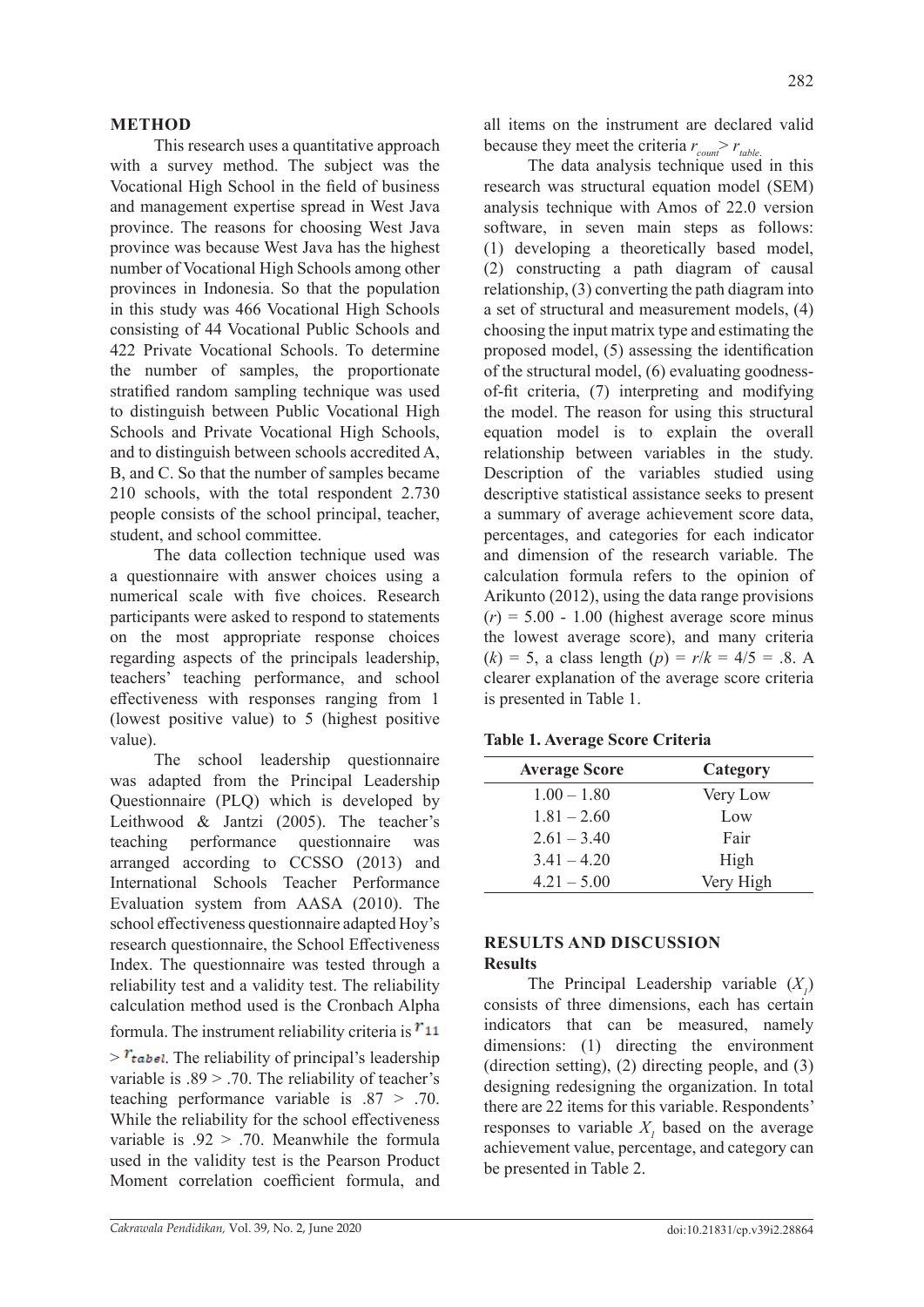## METHOD

This research uses a quantitative approach with a survey method. The subject was the Vocational High School in the field of business and management expertise spread in West Java province. The reasons for choosing West Java province was because West Java has the highest number of Vocational High Schools among other provinces in Indonesia. So that the population in this study was 466 Vocational High Schools consisting of 44 Vocational Public Schools and 422 Private Vocational Schools. To determine the number of samples, the proportionate stratified random sampling technique was used to distinguish between Public Vocational High Schools and Private Vocational High Schools, and to distinguish between schools accredited A, B, and C. So that the number of samples became 210 schools, with the total respondent 2.730 people consists of the school principal, teacher, student, and school committee.

The data collection technique used was a questionnaire with answer choices using a numerical scale with five choices. Research participants were asked to respond to statements on the most appropriate response choices regarding aspects of the principals leadership, teachers' teaching performance, and school effectiveness with responses ranging from 1 (lowest positive value) to 5 (highest positive value).

The school leadership questionnaire was adapted from the Principal Leadership Questionnaire (PLQ) which is developed by Leithwood & Jantzi (2005). The teacher's teaching performance questionnaire was arranged according to CCSSO (2013) and International Schools Teacher Performance Evaluation system from AASA (2010). The school effectiveness questionnaire adapted Hoy's research questionnaire, the School Effectiveness Index. The questionnaire was tested through a reliability test and a validity test. The reliability calculation method used is the Cronbach Alpha formula. The instrument reliability criteria is $r_{11} > r_{tabel}$. The reliability of principal's leadership variable is .89 > .70. The reliability of teacher's teaching performance variable is .87 > .70. While the reliability for the school effectiveness variable is .92 > .70. Meanwhile the formula used in the validity test is the Pearson Product Moment correlation coefficient formula, and all items on the instrument are declared valid because they meet the criteria $r_{count} > r_{table}$.

The data analysis technique used in this research was structural equation model (SEM) analysis technique with Amos of 22.0 version software, in seven main steps as follows: (1) developing a theoretically based model, (2) constructing a path diagram of causal relationship, (3) converting the path diagram into a set of structural and measurement models, (4) choosing the input matrix type and estimating the proposed model, (5) assessing the identification of the structural model, (6) evaluating goodness-of-fit criteria, (7) interpreting and modifying the model. The reason for using this structural equation model is to explain the overall relationship between variables in the study. Description of the variables studied using descriptive statistical assistance seeks to present a summary of average achievement score data, percentages, and categories for each indicator and dimension of the research variable. The calculation formula refers to the opinion of Arikunto (2012), using the data range provisions ($r$) = 5.00 - 1.00 (highest average score minus the lowest average score), and many criteria ($k$) = 5, a class length ($p$) = $r/k$ = 4/5 = .8. A clearer explanation of the average score criteria is presented in Table 1.

**Table 1. Average Score Criteria**

| Average Score | Category |
|---|---|
| 1.00 – 1.80 | Very Low |
| 1.81 – 2.60 | Low |
| 2.61 – 3.40 | Fair |
| 3.41 – 4.20 | High |
| 4.21 – 5.00 | Very High |

## RESULTS AND DISCUSSION

### Results

The Principal Leadership variable ($X_1$) consists of three dimensions, each has certain indicators that can be measured, namely dimensions: (1) directing the environment (direction setting), (2) directing people, and (3) designing redesigning the organization. In total there are 22 items for this variable. Respondents' responses to variable $X_1$ based on the average achievement value, percentage, and category can be presented in Table 2.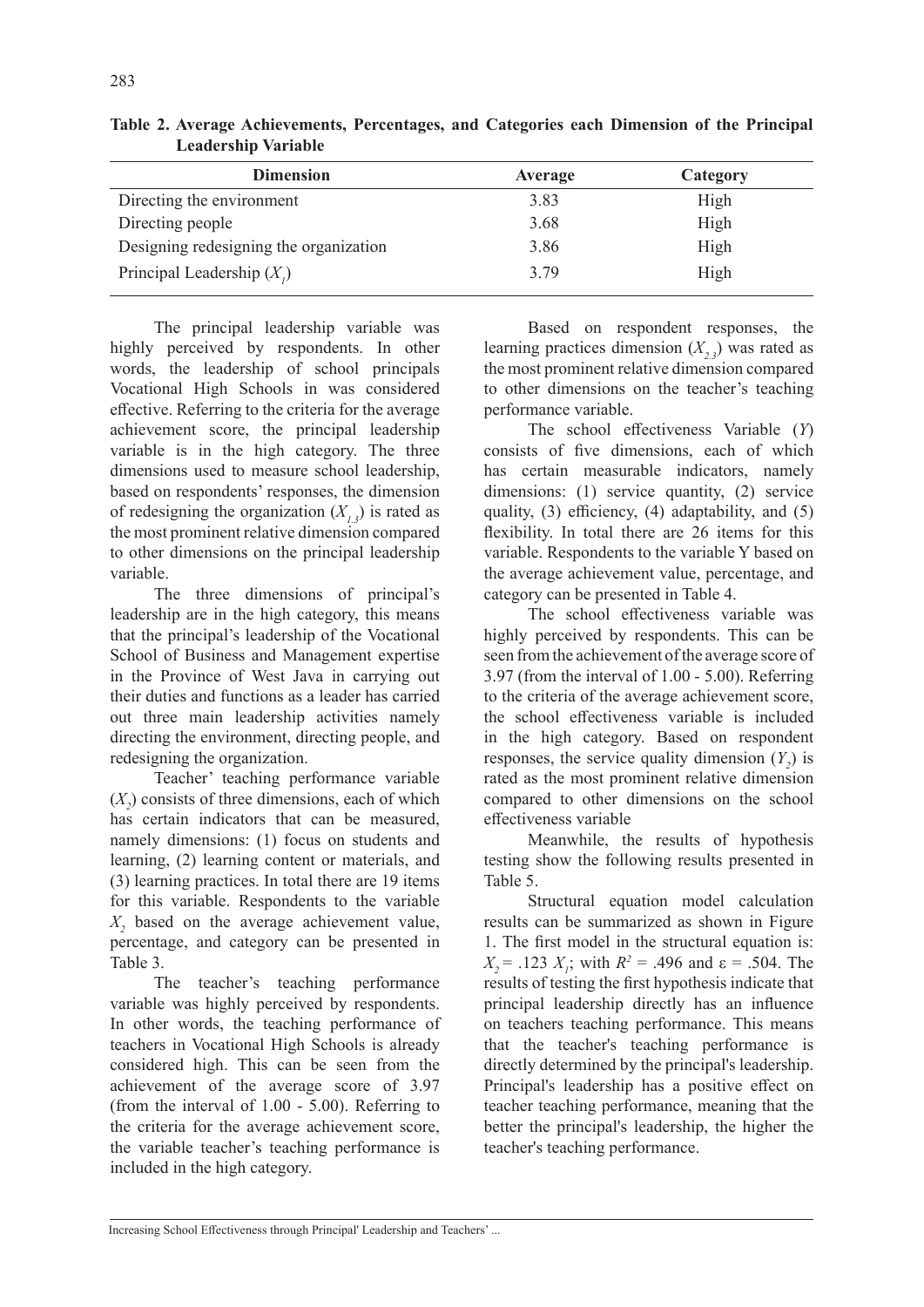**Table 2. Average Achievements, Percentages, and Categories each Dimension of the Principal Leadership Variable**

| Dimension | Average | Category |
|---|---|---|
| Directing the environment | 3.83 | High |
| Directing people | 3.68 | High |
| Designing redesigning the organization | 3.86 | High |
| Principal Leadership ($X_1$) | 3.79 | High |

The principal leadership variable was highly perceived by respondents. In other words, the leadership of school principals Vocational High Schools in was considered effective. Referring to the criteria for the average achievement score, the principal leadership variable is in the high category. The three dimensions used to measure school leadership, based on respondents' responses, the dimension of redesigning the organization ($X_{1.3}$) is rated as the most prominent relative dimension compared to other dimensions on the principal leadership variable.

The three dimensions of principal's leadership are in the high category, this means that the principal's leadership of the Vocational School of Business and Management expertise in the Province of West Java in carrying out their duties and functions as a leader has carried out three main leadership activities namely directing the environment, directing people, and redesigning the organization.

Teacher' teaching performance variable ($X_2$) consists of three dimensions, each of which has certain indicators that can be measured, namely dimensions: (1) focus on students and learning, (2) learning content or materials, and (3) learning practices. In total there are 19 items for this variable. Respondents to the variable $X_2$ based on the average achievement value, percentage, and category can be presented in Table 3.

The teacher's teaching performance variable was highly perceived by respondents. In other words, the teaching performance of teachers in Vocational High Schools is already considered high. This can be seen from the achievement of the average score of 3.97 (from the interval of 1.00 - 5.00). Referring to the criteria for the average achievement score, the variable teacher's teaching performance is included in the high category.

Based on respondent responses, the learning practices dimension ($X_{2.3}$) was rated as the most prominent relative dimension compared to other dimensions on the teacher's teaching performance variable.

The school effectiveness Variable ($Y$) consists of five dimensions, each of which has certain measurable indicators, namely dimensions: (1) service quantity, (2) service quality, (3) efficiency, (4) adaptability, and (5) flexibility. In total there are 26 items for this variable. Respondents to the variable Y based on the average achievement value, percentage, and category can be presented in Table 4.

The school effectiveness variable was highly perceived by respondents. This can be seen from the achievement of the average score of 3.97 (from the interval of 1.00 - 5.00). Referring to the criteria of the average achievement score, the school effectiveness variable is included in the high category. Based on respondent responses, the service quality dimension ($Y_2$) is rated as the most prominent relative dimension compared to other dimensions on the school effectiveness variable

Meanwhile, the results of hypothesis testing show the following results presented in Table 5.

Structural equation model calculation results can be summarized as shown in Figure 1. The first model in the structural equation is: $X_2 = .123\ X_1$; with $R^2 = .496$ and $\varepsilon = .504$. The results of testing the first hypothesis indicate that principal leadership directly has an influence on teachers teaching performance. This means that the teacher's teaching performance is directly determined by the principal's leadership. Principal's leadership has a positive effect on teacher teaching performance, meaning that the better the principal's leadership, the higher the teacher's teaching performance.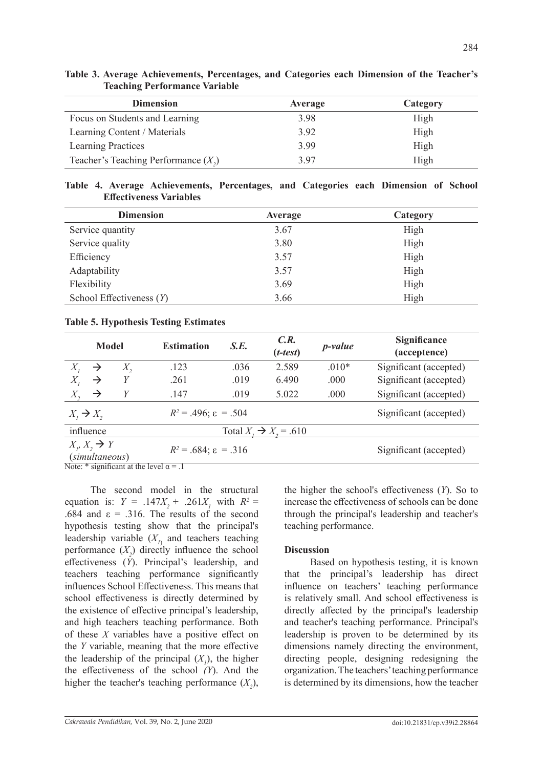**Table 3. Average Achievements, Percentages, and Categories each Dimension of the Teacher's Teaching Performance Variable**

| Dimension | Average | Category |
|---|---|---|
| Focus on Students and Learning | 3.98 | High |
| Learning Content / Materials | 3.92 | High |
| Learning Practices | 3.99 | High |
| Teacher's Teaching Performance ($X_2$) | 3.97 | High |

**Table 4. Average Achievements, Percentages, and Categories each Dimension of School Effectiveness Variables**

| Dimension | Average | Category |
|---|---|---|
| Service quantity | 3.67 | High |
| Service quality | 3.80 | High |
| Efficiency | 3.57 | High |
| Adaptability | 3.57 | High |
| Flexibility | 3.69 | High |
| School Effectiveness ($Y$) | 3.66 | High |

**Table 5. Hypothesis Testing Estimates**

| Model | Estimation | *S.E.* | *C.R.* (*t-test*) | *p-value* | Significance (acceptence) |
|---|---|---|---|---|---|
| $X_1 \rightarrow X_2$ | .123 | .036 | 2.589 | .010* | Significant (accepted) |
| $X_1 \rightarrow Y$ | .261 | .019 | 6.490 | .000 | Significant (accepted) |
| $X_2 \rightarrow Y$ | .147 | .019 | 5.022 | .000 | Significant (accepted) |
| $X_1 \rightarrow X_2$ | $R^2 = .496$; $\varepsilon = .504$ | | | | Significant (accepted) |
| influence | | Total $X_1 \rightarrow X_2 = .610$ | | | |
| $X_1, X_2 \rightarrow Y$ (*simultaneous*) | $R^2 = .684$; $\varepsilon = .316$ | | | | Significant (accepted) |

Note: * significant at the level $\alpha = .1$

The second model in the structural equation is: $Y = .147X_2 + .261X_1$ with $R^2 = .684$ and $\varepsilon = .316$. The results of the second hypothesis testing show that the principal's leadership variable ($X_1$) and teachers teaching performance ($X_2$) directly influence the school effectiveness ($Y$). Principal's leadership, and teachers teaching performance significantly influences School Effectiveness. This means that school effectiveness is directly determined by the existence of effective principal's leadership, and high teachers teaching performance. Both of these $X$ variables have a positive effect on the $Y$ variable, meaning that the more effective the leadership of the principal ($X_1$), the higher the effectiveness of the school ($Y$). And the higher the teacher's teaching performance ($X_2$), the higher the school's effectiveness ($Y$). So to increase the effectiveness of schools can be done through the principal's leadership and teacher's teaching performance.

## Discussion

Based on hypothesis testing, it is known that the principal's leadership has direct influence on teachers' teaching performance is relatively small. And school effectiveness is directly affected by the principal's leadership and teacher's teaching performance. Principal's leadership is proven to be determined by its dimensions namely directing the environment, directing people, designing redesigning the organization. The teachers' teaching performance is determined by its dimensions, how the teacher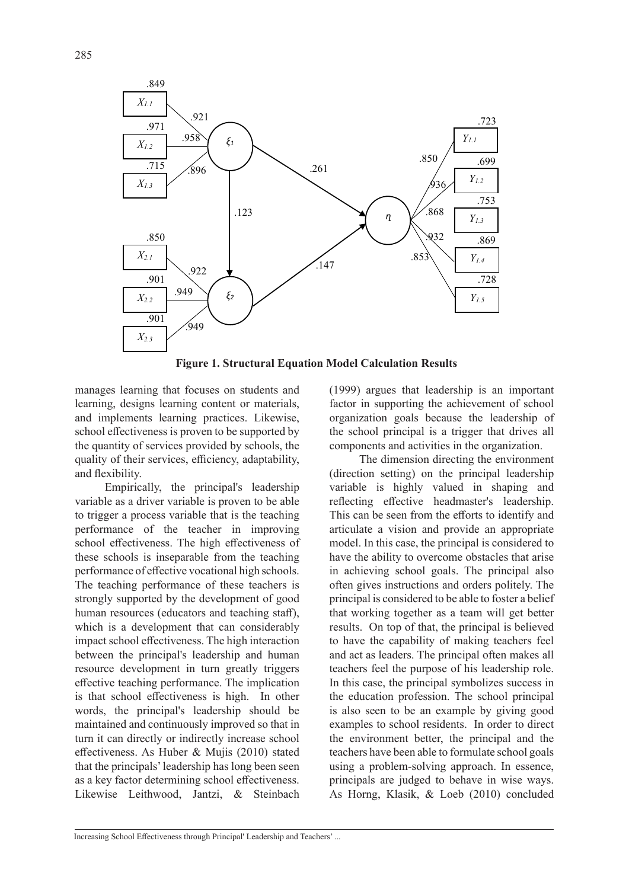**Figure 1. Structural Equation Model Calculation Results**

manages learning that focuses on students and learning, designs learning content or materials, and implements learning practices. Likewise, school effectiveness is proven to be supported by the quantity of services provided by schools, the quality of their services, efficiency, adaptability, and flexibility.

Empirically, the principal's leadership variable as a driver variable is proven to be able to trigger a process variable that is the teaching performance of the teacher in improving school effectiveness. The high effectiveness of these schools is inseparable from the teaching performance of effective vocational high schools. The teaching performance of these teachers is strongly supported by the development of good human resources (educators and teaching staff), which is a development that can considerably impact school effectiveness. The high interaction between the principal's leadership and human resource development in turn greatly triggers effective teaching performance. The implication is that school effectiveness is high. In other words, the principal's leadership should be maintained and continuously improved so that in turn it can directly or indirectly increase school effectiveness. As Huber & Mujis (2010) stated that the principals' leadership has long been seen as a key factor determining school effectiveness. Likewise Leithwood, Jantzi, & Steinbach (1999) argues that leadership is an important factor in supporting the achievement of school organization goals because the leadership of the school principal is a trigger that drives all components and activities in the organization.

The dimension directing the environment (direction setting) on the principal leadership variable is highly valued in shaping and reflecting effective headmaster's leadership. This can be seen from the efforts to identify and articulate a vision and provide an appropriate model. In this case, the principal is considered to have the ability to overcome obstacles that arise in achieving school goals. The principal also often gives instructions and orders politely. The principal is considered to be able to foster a belief that working together as a team will get better results. On top of that, the principal is believed to have the capability of making teachers feel and act as leaders. The principal often makes all teachers feel the purpose of his leadership role. In this case, the principal symbolizes success in the education profession. The school principal is also seen to be an example by giving good examples to school residents. In order to direct the environment better, the principal and the teachers have been able to formulate school goals using a problem-solving approach. In essence, principals are judged to behave in wise ways. As Horng, Klasik, & Loeb (2010) concluded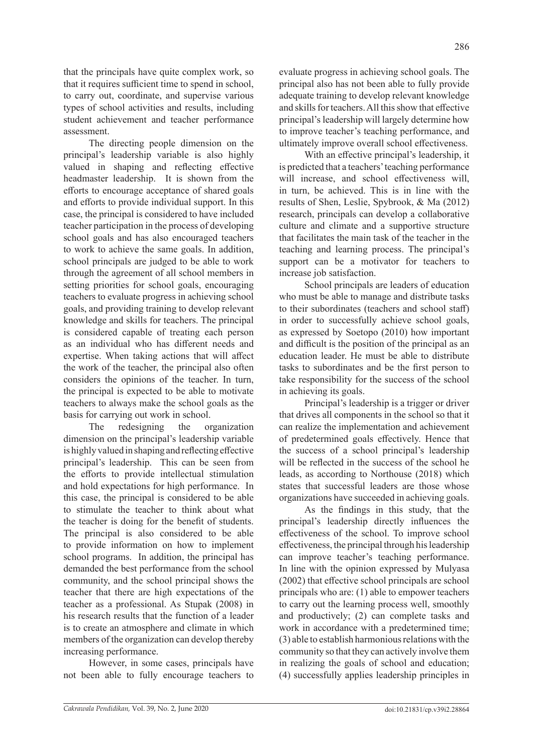that the principals have quite complex work, so that it requires sufficient time to spend in school, to carry out, coordinate, and supervise various types of school activities and results, including student achievement and teacher performance assessment.

The directing people dimension on the principal's leadership variable is also highly valued in shaping and reflecting effective headmaster leadership. It is shown from the efforts to encourage acceptance of shared goals and efforts to provide individual support. In this case, the principal is considered to have included teacher participation in the process of developing school goals and has also encouraged teachers to work to achieve the same goals. In addition, school principals are judged to be able to work through the agreement of all school members in setting priorities for school goals, encouraging teachers to evaluate progress in achieving school goals, and providing training to develop relevant knowledge and skills for teachers. The principal is considered capable of treating each person as an individual who has different needs and expertise. When taking actions that will affect the work of the teacher, the principal also often considers the opinions of the teacher. In turn, the principal is expected to be able to motivate teachers to always make the school goals as the basis for carrying out work in school.

The redesigning the organization dimension on the principal's leadership variable is highly valued in shaping and reflecting effective principal's leadership. This can be seen from the efforts to provide intellectual stimulation and hold expectations for high performance. In this case, the principal is considered to be able to stimulate the teacher to think about what the teacher is doing for the benefit of students. The principal is also considered to be able to provide information on how to implement school programs. In addition, the principal has demanded the best performance from the school community, and the school principal shows the teacher that there are high expectations of the teacher as a professional. As Stupak (2008) in his research results that the function of a leader is to create an atmosphere and climate in which members of the organization can develop thereby increasing performance.

However, in some cases, principals have not been able to fully encourage teachers to evaluate progress in achieving school goals. The principal also has not been able to fully provide adequate training to develop relevant knowledge and skills for teachers. All this show that effective principal's leadership will largely determine how to improve teacher's teaching performance, and ultimately improve overall school effectiveness.

With an effective principal's leadership, it is predicted that a teachers' teaching performance will increase, and school effectiveness will, in turn, be achieved. This is in line with the results of Shen, Leslie, Spybrook, & Ma (2012) research, principals can develop a collaborative culture and climate and a supportive structure that facilitates the main task of the teacher in the teaching and learning process. The principal's support can be a motivator for teachers to increase job satisfaction.

School principals are leaders of education who must be able to manage and distribute tasks to their subordinates (teachers and school staff) in order to successfully achieve school goals, as expressed by Soetopo (2010) how important and difficult is the position of the principal as an education leader. He must be able to distribute tasks to subordinates and be the first person to take responsibility for the success of the school in achieving its goals.

Principal's leadership is a trigger or driver that drives all components in the school so that it can realize the implementation and achievement of predetermined goals effectively. Hence that the success of a school principal's leadership will be reflected in the success of the school he leads, as according to Northouse (2018) which states that successful leaders are those whose organizations have succeeded in achieving goals.

As the findings in this study, that the principal's leadership directly influences the effectiveness of the school. To improve school effectiveness, the principal through his leadership can improve teacher's teaching performance. In line with the opinion expressed by Mulyasa (2002) that effective school principals are school principals who are: (1) able to empower teachers to carry out the learning process well, smoothly and productively; (2) can complete tasks and work in accordance with a predetermined time; (3) able to establish harmonious relations with the community so that they can actively involve them in realizing the goals of school and education; (4) successfully applies leadership principles in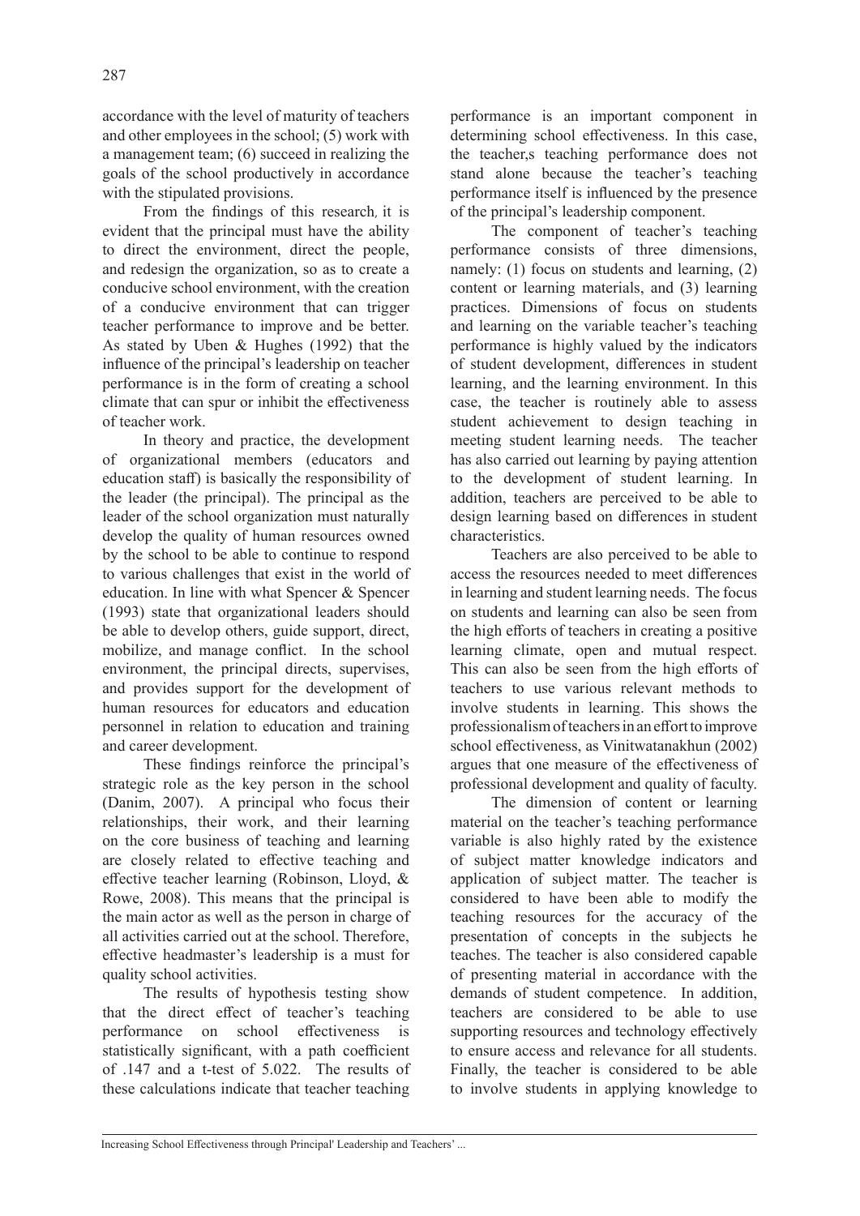accordance with the level of maturity of teachers and other employees in the school; (5) work with a management team; (6) succeed in realizing the goals of the school productively in accordance with the stipulated provisions.

From the findings of this research, it is evident that the principal must have the ability to direct the environment, direct the people, and redesign the organization, so as to create a conducive school environment, with the creation of a conducive environment that can trigger teacher performance to improve and be better. As stated by Uben & Hughes (1992) that the influence of the principal's leadership on teacher performance is in the form of creating a school climate that can spur or inhibit the effectiveness of teacher work.

In theory and practice, the development of organizational members (educators and education staff) is basically the responsibility of the leader (the principal). The principal as the leader of the school organization must naturally develop the quality of human resources owned by the school to be able to continue to respond to various challenges that exist in the world of education. In line with what Spencer & Spencer (1993) state that organizational leaders should be able to develop others, guide support, direct, mobilize, and manage conflict. In the school environment, the principal directs, supervises, and provides support for the development of human resources for educators and education personnel in relation to education and training and career development.

These findings reinforce the principal's strategic role as the key person in the school (Danim, 2007). A principal who focus their relationships, their work, and their learning on the core business of teaching and learning are closely related to effective teaching and effective teacher learning (Robinson, Lloyd, & Rowe, 2008). This means that the principal is the main actor as well as the person in charge of all activities carried out at the school. Therefore, effective headmaster's leadership is a must for quality school activities.

The results of hypothesis testing show that the direct effect of teacher's teaching performance on school effectiveness is statistically significant, with a path coefficient of .147 and a t-test of 5.022. The results of these calculations indicate that teacher teaching performance is an important component in determining school effectiveness. In this case, the teacher,s teaching performance does not stand alone because the teacher's teaching performance itself is influenced by the presence of the principal's leadership component.

The component of teacher's teaching performance consists of three dimensions, namely: (1) focus on students and learning, (2) content or learning materials, and (3) learning practices. Dimensions of focus on students and learning on the variable teacher's teaching performance is highly valued by the indicators of student development, differences in student learning, and the learning environment. In this case, the teacher is routinely able to assess student achievement to design teaching in meeting student learning needs. The teacher has also carried out learning by paying attention to the development of student learning. In addition, teachers are perceived to be able to design learning based on differences in student characteristics.

Teachers are also perceived to be able to access the resources needed to meet differences in learning and student learning needs. The focus on students and learning can also be seen from the high efforts of teachers in creating a positive learning climate, open and mutual respect. This can also be seen from the high efforts of teachers to involve students in learning. This shows the professionalism of teachers in an effort to improve school effectiveness, as Vinitwatanakhun (2002) argues that one measure of the effectiveness of professional development and quality of faculty.

The dimension of content or learning material on the teacher's teaching performance variable is also highly rated by the existence of subject matter knowledge indicators and application of subject matter. The teacher is considered to have been able to modify the teaching resources for the accuracy of the presentation of concepts in the subjects he teaches. The teacher is also considered capable of presenting material in accordance with the demands of student competence. In addition, teachers are considered to be able to use supporting resources and technology effectively to ensure access and relevance for all students. Finally, the teacher is considered to be able to involve students in applying knowledge to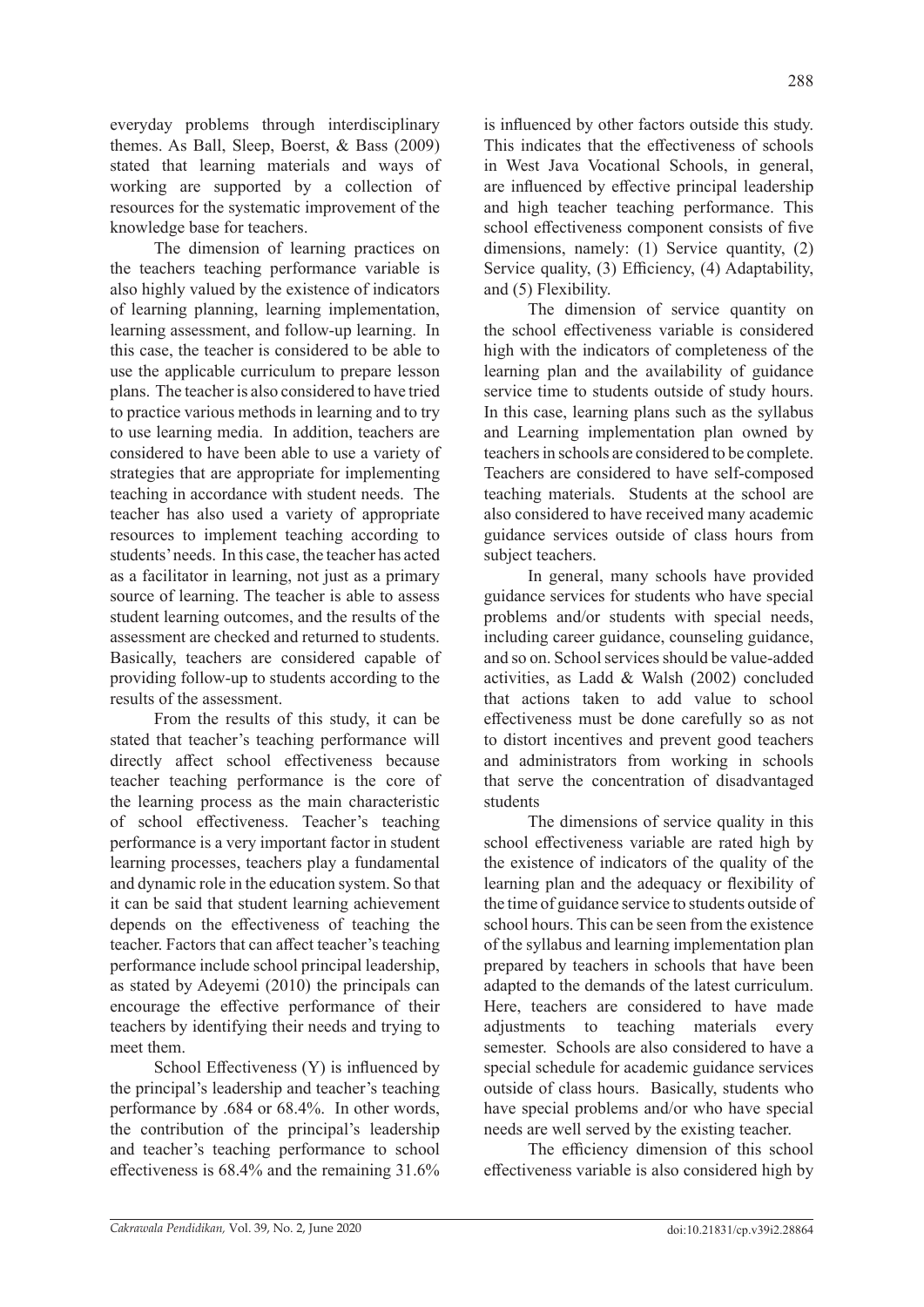everyday problems through interdisciplinary themes. As Ball, Sleep, Boerst, & Bass (2009) stated that learning materials and ways of working are supported by a collection of resources for the systematic improvement of the knowledge base for teachers.

The dimension of learning practices on the teachers teaching performance variable is also highly valued by the existence of indicators of learning planning, learning implementation, learning assessment, and follow-up learning. In this case, the teacher is considered to be able to use the applicable curriculum to prepare lesson plans. The teacher is also considered to have tried to practice various methods in learning and to try to use learning media. In addition, teachers are considered to have been able to use a variety of strategies that are appropriate for implementing teaching in accordance with student needs. The teacher has also used a variety of appropriate resources to implement teaching according to students' needs. In this case, the teacher has acted as a facilitator in learning, not just as a primary source of learning. The teacher is able to assess student learning outcomes, and the results of the assessment are checked and returned to students. Basically, teachers are considered capable of providing follow-up to students according to the results of the assessment.

From the results of this study, it can be stated that teacher's teaching performance will directly affect school effectiveness because teacher teaching performance is the core of the learning process as the main characteristic of school effectiveness. Teacher's teaching performance is a very important factor in student learning processes, teachers play a fundamental and dynamic role in the education system. So that it can be said that student learning achievement depends on the effectiveness of teaching the teacher. Factors that can affect teacher's teaching performance include school principal leadership, as stated by Adeyemi (2010) the principals can encourage the effective performance of their teachers by identifying their needs and trying to meet them.

School Effectiveness (Y) is influenced by the principal's leadership and teacher's teaching performance by .684 or 68.4%. In other words, the contribution of the principal's leadership and teacher's teaching performance to school effectiveness is 68.4% and the remaining 31.6% is influenced by other factors outside this study. This indicates that the effectiveness of schools in West Java Vocational Schools, in general, are influenced by effective principal leadership and high teacher teaching performance. This school effectiveness component consists of five dimensions, namely: (1) Service quantity, (2) Service quality, (3) Efficiency, (4) Adaptability, and (5) Flexibility.

The dimension of service quantity on the school effectiveness variable is considered high with the indicators of completeness of the learning plan and the availability of guidance service time to students outside of study hours. In this case, learning plans such as the syllabus and Learning implementation plan owned by teachers in schools are considered to be complete. Teachers are considered to have self-composed teaching materials. Students at the school are also considered to have received many academic guidance services outside of class hours from subject teachers.

In general, many schools have provided guidance services for students who have special problems and/or students with special needs, including career guidance, counseling guidance, and so on. School services should be value-added activities, as Ladd & Walsh (2002) concluded that actions taken to add value to school effectiveness must be done carefully so as not to distort incentives and prevent good teachers and administrators from working in schools that serve the concentration of disadvantaged students

The dimensions of service quality in this school effectiveness variable are rated high by the existence of indicators of the quality of the learning plan and the adequacy or flexibility of the time of guidance service to students outside of school hours. This can be seen from the existence of the syllabus and learning implementation plan prepared by teachers in schools that have been adapted to the demands of the latest curriculum. Here, teachers are considered to have made adjustments to teaching materials every semester. Schools are also considered to have a special schedule for academic guidance services outside of class hours. Basically, students who have special problems and/or who have special needs are well served by the existing teacher.

The efficiency dimension of this school effectiveness variable is also considered high by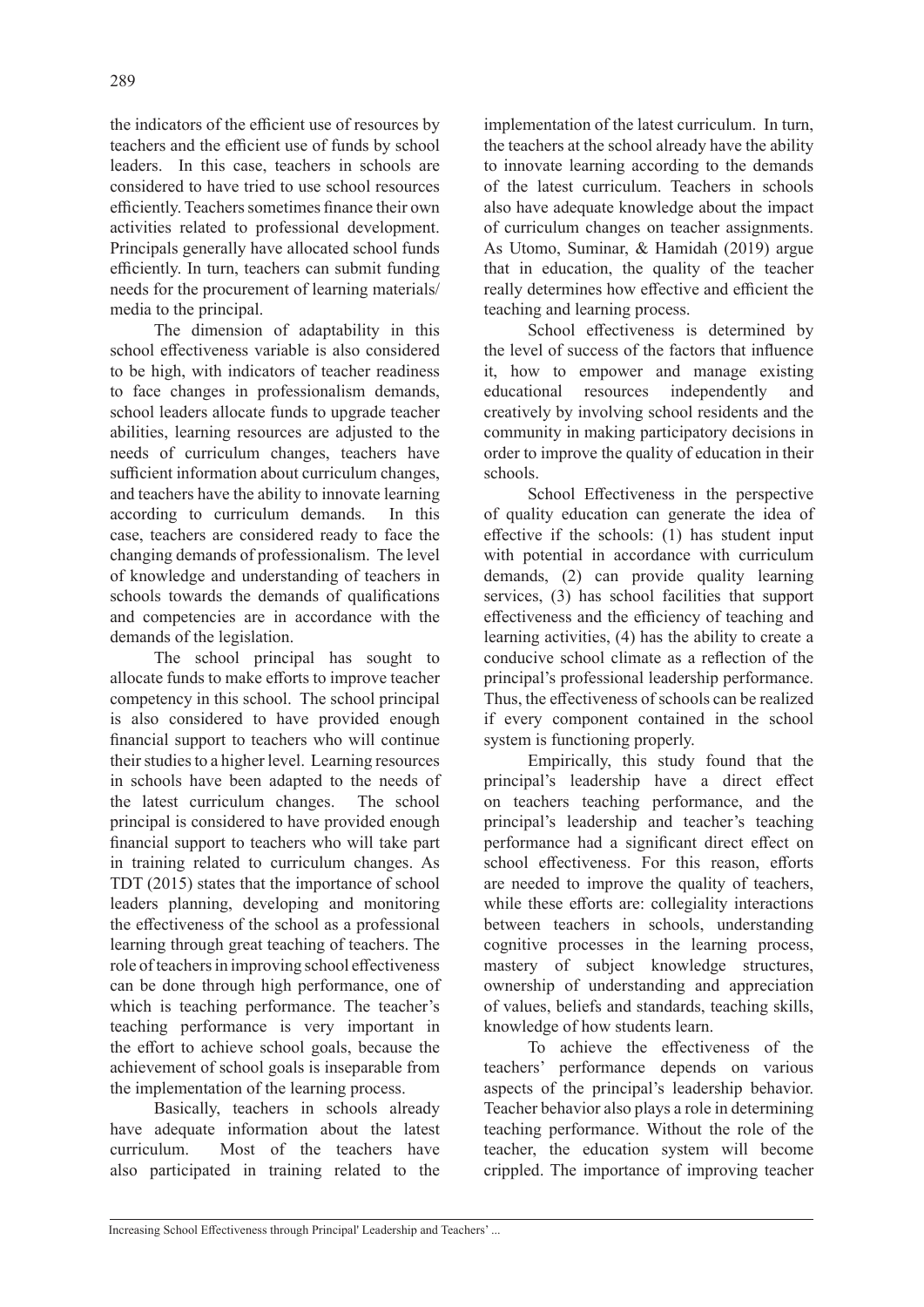the indicators of the efficient use of resources by teachers and the efficient use of funds by school leaders. In this case, teachers in schools are considered to have tried to use school resources efficiently. Teachers sometimes finance their own activities related to professional development. Principals generally have allocated school funds efficiently. In turn, teachers can submit funding needs for the procurement of learning materials/ media to the principal.

The dimension of adaptability in this school effectiveness variable is also considered to be high, with indicators of teacher readiness to face changes in professionalism demands, school leaders allocate funds to upgrade teacher abilities, learning resources are adjusted to the needs of curriculum changes, teachers have sufficient information about curriculum changes, and teachers have the ability to innovate learning according to curriculum demands. In this case, teachers are considered ready to face the changing demands of professionalism. The level of knowledge and understanding of teachers in schools towards the demands of qualifications and competencies are in accordance with the demands of the legislation.

The school principal has sought to allocate funds to make efforts to improve teacher competency in this school. The school principal is also considered to have provided enough financial support to teachers who will continue their studies to a higher level. Learning resources in schools have been adapted to the needs of the latest curriculum changes. The school principal is considered to have provided enough financial support to teachers who will take part in training related to curriculum changes. As TDT (2015) states that the importance of school leaders planning, developing and monitoring the effectiveness of the school as a professional learning through great teaching of teachers. The role of teachers in improving school effectiveness can be done through high performance, one of which is teaching performance. The teacher's teaching performance is very important in the effort to achieve school goals, because the achievement of school goals is inseparable from the implementation of the learning process.

Basically, teachers in schools already have adequate information about the latest curriculum. Most of the teachers have also participated in training related to the implementation of the latest curriculum. In turn, the teachers at the school already have the ability to innovate learning according to the demands of the latest curriculum. Teachers in schools also have adequate knowledge about the impact of curriculum changes on teacher assignments. As Utomo, Suminar, & Hamidah (2019) argue that in education, the quality of the teacher really determines how effective and efficient the teaching and learning process.

School effectiveness is determined by the level of success of the factors that influence it, how to empower and manage existing educational resources independently and creatively by involving school residents and the community in making participatory decisions in order to improve the quality of education in their schools.

School Effectiveness in the perspective of quality education can generate the idea of effective if the schools: (1) has student input with potential in accordance with curriculum demands, (2) can provide quality learning services, (3) has school facilities that support effectiveness and the efficiency of teaching and learning activities, (4) has the ability to create a conducive school climate as a reflection of the principal's professional leadership performance. Thus, the effectiveness of schools can be realized if every component contained in the school system is functioning properly.

Empirically, this study found that the principal's leadership have a direct effect on teachers teaching performance, and the principal's leadership and teacher's teaching performance had a significant direct effect on school effectiveness. For this reason, efforts are needed to improve the quality of teachers, while these efforts are: collegiality interactions between teachers in schools, understanding cognitive processes in the learning process, mastery of subject knowledge structures, ownership of understanding and appreciation of values, beliefs and standards, teaching skills, knowledge of how students learn.

To achieve the effectiveness of the teachers' performance depends on various aspects of the principal's leadership behavior. Teacher behavior also plays a role in determining teaching performance. Without the role of the teacher, the education system will become crippled. The importance of improving teacher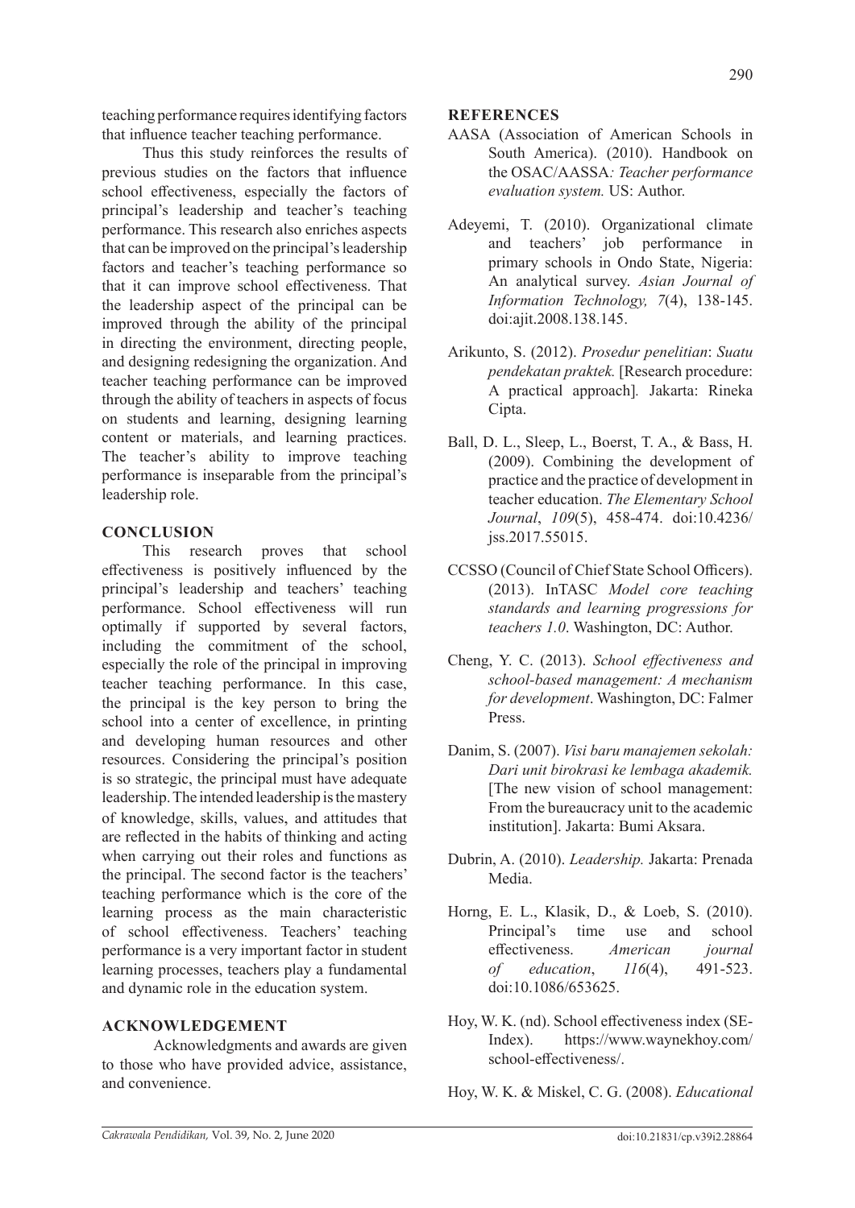teaching performance requires identifying factors that influence teacher teaching performance.

Thus this study reinforces the results of previous studies on the factors that influence school effectiveness, especially the factors of principal's leadership and teacher's teaching performance. This research also enriches aspects that can be improved on the principal's leadership factors and teacher's teaching performance so that it can improve school effectiveness. That the leadership aspect of the principal can be improved through the ability of the principal in directing the environment, directing people, and designing redesigning the organization. And teacher teaching performance can be improved through the ability of teachers in aspects of focus on students and learning, designing learning content or materials, and learning practices. The teacher's ability to improve teaching performance is inseparable from the principal's leadership role.

## CONCLUSION

This research proves that school effectiveness is positively influenced by the principal's leadership and teachers' teaching performance. School effectiveness will run optimally if supported by several factors, including the commitment of the school, especially the role of the principal in improving teacher teaching performance. In this case, the principal is the key person to bring the school into a center of excellence, in printing and developing human resources and other resources. Considering the principal's position is so strategic, the principal must have adequate leadership. The intended leadership is the mastery of knowledge, skills, values, and attitudes that are reflected in the habits of thinking and acting when carrying out their roles and functions as the principal. The second factor is the teachers' teaching performance which is the core of the learning process as the main characteristic of school effectiveness. Teachers' teaching performance is a very important factor in student learning processes, teachers play a fundamental and dynamic role in the education system.

## ACKNOWLEDGEMENT

Acknowledgments and awards are given to those who have provided advice, assistance, and convenience.

## REFERENCES

AASA (Association of American Schools in South America). (2010). Handbook on the OSAC/AASSA*: Teacher performance evaluation system.* US: Author.

Adeyemi, T. (2010). Organizational climate and teachers' job performance in primary schools in Ondo State, Nigeria: An analytical survey. *Asian Journal of Information Technology, 7*(4), 138-145. doi:ajit.2008.138.145.

Arikunto, S. (2012). *Prosedur penelitian*: *Suatu pendekatan praktek.* [Research procedure: A practical approach]*.* Jakarta: Rineka Cipta.

Ball, D. L., Sleep, L., Boerst, T. A., & Bass, H. (2009). Combining the development of practice and the practice of development in teacher education. *The Elementary School Journal*, *109*(5), 458-474. doi:10.4236/jss.2017.55015.

CCSSO (Council of Chief State School Officers). (2013). InTASC *Model core teaching standards and learning progressions for teachers 1.0*. Washington, DC: Author.

Cheng, Y. C. (2013). *School effectiveness and school-based management: A mechanism for development*. Washington, DC: Falmer Press.

Danim, S. (2007). *Visi baru manajemen sekolah: Dari unit birokrasi ke lembaga akademik.* [The new vision of school management: From the bureaucracy unit to the academic institution]. Jakarta: Bumi Aksara.

Dubrin, A. (2010). *Leadership.* Jakarta: Prenada Media.

Horng, E. L., Klasik, D., & Loeb, S. (2010). Principal's time use and school effectiveness. *American journal of education*, *116*(4), 491-523. doi:10.1086/653625.

Hoy, W. K. (nd). School effectiveness index (SE-Index). https://www.waynekhoy.com/school-effectiveness/.

Hoy, W. K. & Miskel, C. G. (2008). *Educational*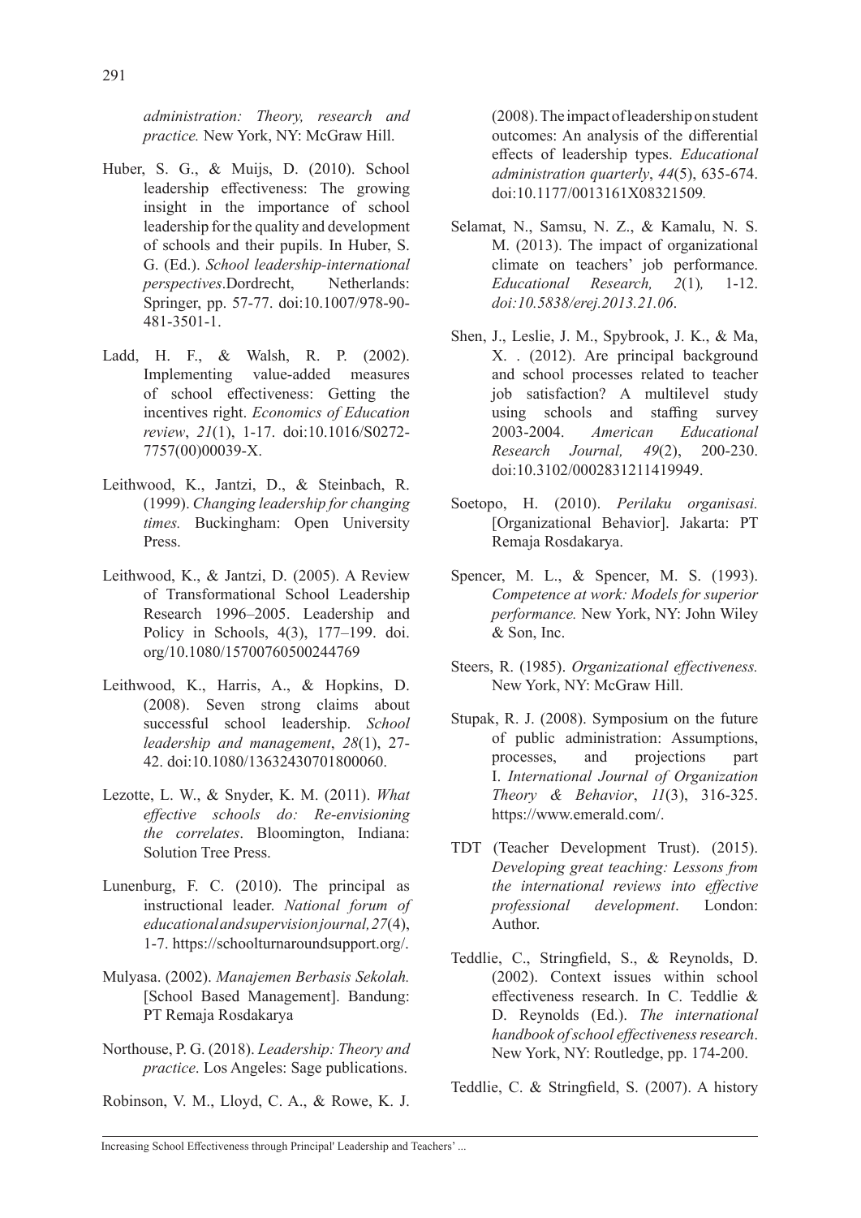*administration: Theory, research and practice.* New York, NY: McGraw Hill.

Huber, S. G., & Muijs, D. (2010). School leadership effectiveness: The growing insight in the importance of school leadership for the quality and development of schools and their pupils. In Huber, S. G. (Ed.). *School leadership-international perspectives*.Dordrecht, Netherlands: Springer, pp. 57-77. doi:10.1007/978-90-481-3501-1.

Ladd, H. F., & Walsh, R. P. (2002). Implementing value-added measures of school effectiveness: Getting the incentives right. *Economics of Education review*, *21*(1), 1-17. doi:10.1016/S0272-7757(00)00039-X.

Leithwood, K., Jantzi, D., & Steinbach, R. (1999). *Changing leadership for changing times.* Buckingham: Open University Press.

Leithwood, K., & Jantzi, D. (2005). A Review of Transformational School Leadership Research 1996–2005. Leadership and Policy in Schools, 4(3), 177–199. doi.org/10.1080/15700760500244769

Leithwood, K., Harris, A., & Hopkins, D. (2008). Seven strong claims about successful school leadership. *School leadership and management*, *28*(1), 27-42. doi:10.1080/13632430701800060.

Lezotte, L. W., & Snyder, K. M. (2011). *What effective schools do: Re-envisioning the correlates*. Bloomington, Indiana: Solution Tree Press.

Lunenburg, F. C. (2010). The principal as instructional leader. *National forum of educational and supervision journal, 27*(4), 1-7. https://schoolturnaroundsupport.org/.

Mulyasa. (2002). *Manajemen Berbasis Sekolah.* [School Based Management]. Bandung: PT Remaja Rosdakarya

Northouse, P. G. (2018). *Leadership: Theory and practice*. Los Angeles: Sage publications.

Robinson, V. M., Lloyd, C. A., & Rowe, K. J. (2008). The impact of leadership on student outcomes: An analysis of the differential effects of leadership types. *Educational administration quarterly*, *44*(5), 635-674. doi:10.1177/0013161X08321509*.*

Selamat, N., Samsu, N. Z., & Kamalu, N. S. M. (2013). The impact of organizational climate on teachers' job performance. *Educational Research, 2*(1)*,* 1-12. *doi:10.5838/erej.2013.21.06*.

Shen, J., Leslie, J. M., Spybrook, J. K., & Ma, X. . (2012). Are principal background and school processes related to teacher job satisfaction? A multilevel study using schools and staffing survey 2003-2004. *American Educational Research Journal, 49*(2), 200-230. doi:10.3102/0002831211419949.

Soetopo, H. (2010). *Perilaku organisasi.* [Organizational Behavior]. Jakarta: PT Remaja Rosdakarya.

Spencer, M. L., & Spencer, M. S. (1993). *Competence at work: Models for superior performance.* New York, NY: John Wiley & Son, Inc.

Steers, R. (1985). *Organizational effectiveness.* New York, NY: McGraw Hill.

Stupak, R. J. (2008). Symposium on the future of public administration: Assumptions, processes, and projections part I. *International Journal of Organization Theory & Behavior*, *11*(3), 316-325. https://www.emerald.com/.

TDT (Teacher Development Trust). (2015). *Developing great teaching: Lessons from the international reviews into effective professional development*. London: Author.

Teddlie, C., Stringfield, S., & Reynolds, D. (2002). Context issues within school effectiveness research. In C. Teddlie & D. Reynolds (Ed.). *The international handbook of school effectiveness research*. New York, NY: Routledge, pp. 174-200.

Teddlie, C. & Stringfield, S. (2007). A history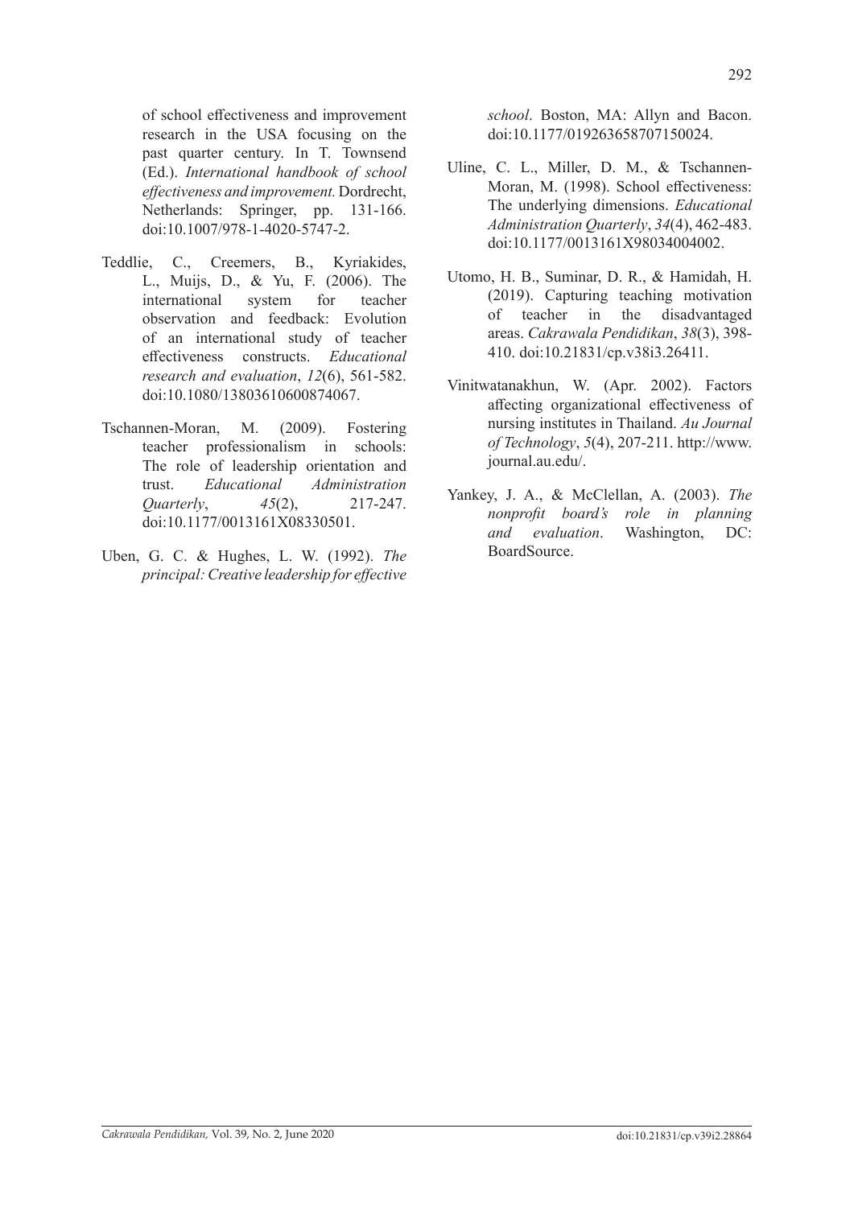of school effectiveness and improvement research in the USA focusing on the past quarter century. In T. Townsend (Ed.). *International handbook of school effectiveness and improvement.* Dordrecht, Netherlands: Springer, pp. 131-166. doi:10.1007/978-1-4020-5747-2.

Teddlie, C., Creemers, B., Kyriakides, L., Muijs, D., & Yu, F. (2006). The international system for teacher observation and feedback: Evolution of an international study of teacher effectiveness constructs. *Educational research and evaluation*, *12*(6), 561-582. doi:10.1080/13803610600874067.

Tschannen-Moran, M. (2009). Fostering teacher professionalism in schools: The role of leadership orientation and trust. *Educational Administration Quarterly*, *45*(2), 217-247. doi:10.1177/0013161X08330501.

Uben, G. C. & Hughes, L. W. (1992). *The principal: Creative leadership for effective school*. Boston, MA: Allyn and Bacon. doi:10.1177/019263658707150024.

Uline, C. L., Miller, D. M., & Tschannen-Moran, M. (1998). School effectiveness: The underlying dimensions. *Educational Administration Quarterly*, *34*(4), 462-483. doi:10.1177/0013161X98034004002.

Utomo, H. B., Suminar, D. R., & Hamidah, H. (2019). Capturing teaching motivation of teacher in the disadvantaged areas. *Cakrawala Pendidikan*, *38*(3), 398-410. doi:10.21831/cp.v38i3.26411.

Vinitwatanakhun, W. (Apr. 2002). Factors affecting organizational effectiveness of nursing institutes in Thailand. *Au Journal of Technology*, *5*(4), 207-211. http://www.journal.au.edu/.

Yankey, J. A., & McClellan, A. (2003). *The nonprofit board's role in planning and evaluation*. Washington, DC: BoardSource.